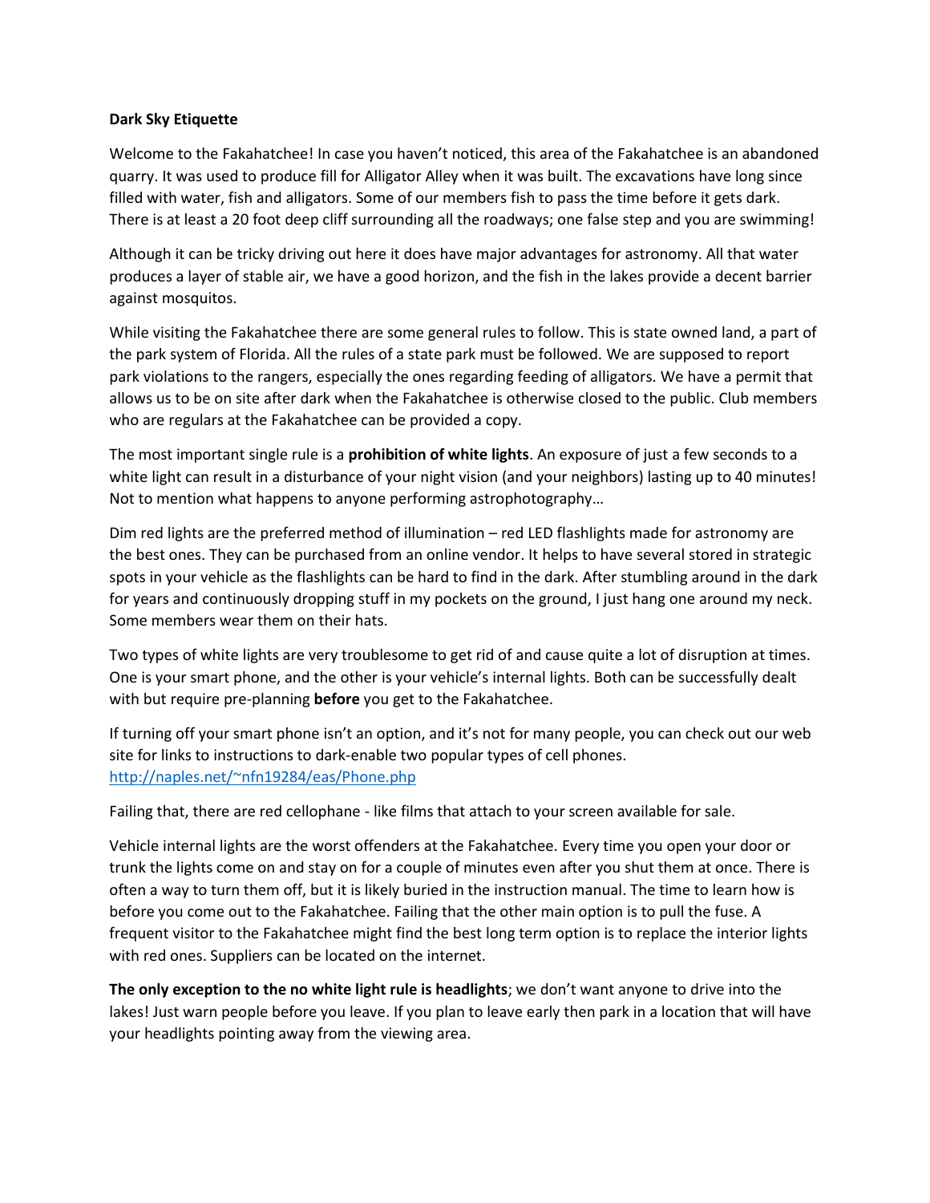**Dark Sky Etiquette**

Welcome to the Fakahatchee! In case you haven't noticed, this area of the Fakahatchee is an abandoned quarry. It was used to produce fill for Alligator Alley when it was built. The excavations have long since filled with water, fish and alligators. Some of our members fish to pass the time before it gets dark. There is at least a 20 foot deep cliff surrounding all the roadways; one false step and you are swimming!

Although it can be tricky driving out here it does have major advantages for astronomy. All that water produces a layer of stable air, we have a good horizon, and the fish in the lakes provide a decent barrier against mosquitos.

While visiting the Fakahatchee there are some general rules to follow. This is state owned land, a part of the park system of Florida. All the rules of a state park must be followed. We are supposed to report park violations to the rangers, especially the ones regarding feeding of alligators. We have a permit that allows us to be on site after dark when the Fakahatchee is otherwise closed to the public. Club members who are regulars at the Fakahatchee can be provided a copy.

The most important single rule is a **prohibition of white lights**. An exposure of just a few seconds to a white light can result in a disturbance of your night vision (and your neighbors) lasting up to 40 minutes! Not to mention what happens to anyone performing astrophotography…

Dim red lights are the preferred method of illumination – red LED flashlights made for astronomy are the best ones. They can be purchased from an online vendor. It helps to have several stored in strategic spots in your vehicle as the flashlights can be hard to find in the dark. After stumbling around in the dark for years and continuously dropping stuff in my pockets on the ground, I just hang one around my neck. Some members wear them on their hats.

Two types of white lights are very troublesome to get rid of and cause quite a lot of disruption at times. One is your smart phone, and the other is your vehicle's internal lights. Both can be successfully dealt with but require pre-planning **before** you get to the Fakahatchee.

If turning off your smart phone isn't an option, and it's not for many people, you can check out our web site for links to instructions to dark-enable two popular types of cell phones. [http://naples.net/~nfn19284/eas/Phone.php](http://naples.net/~nfn19284/eas/Phone.php)

Failing that, there are red cellophane - like films that attach to your screen available for sale.

Vehicle internal lights are the worst offenders at the Fakahatchee. Every time you open your door or trunk the lights come on and stay on for a couple of minutes even after you shut them at once. There is often a way to turn them off, but it is likely buried in the instruction manual. The time to learn how is before you come out to the Fakahatchee. Failing that the other main option is to pull the fuse. A frequent visitor to the Fakahatchee might find the best long term option is to replace the interior lights with red ones. Suppliers can be located on the internet.

**The only exception to the no white light rule is headlights**; we don't want anyone to drive into the lakes! Just warn people before you leave. If you plan to leave early then park in a location that will have your headlights pointing away from the viewing area.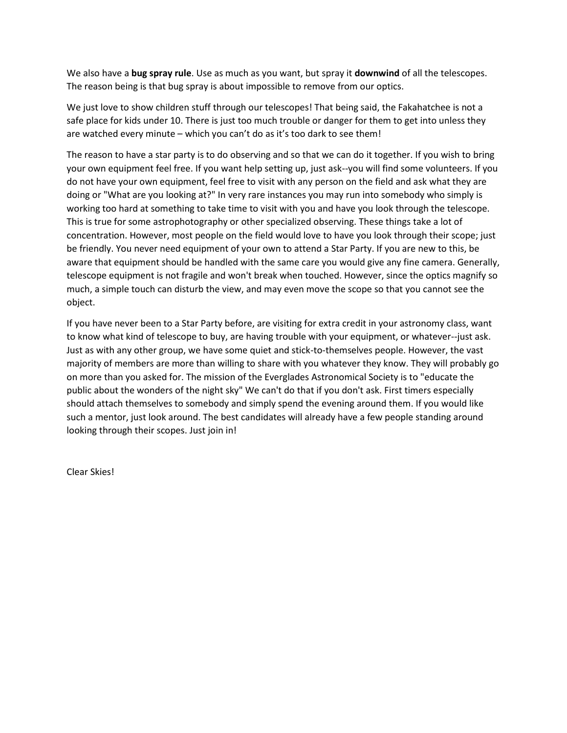We also have a **bug spray rule**. Use as much as you want, but spray it **downwind** of all the telescopes. The reason being is that bug spray is about impossible to remove from our optics.

We just love to show children stuff through our telescopes! That being said, the Fakahatchee is not a safe place for kids under 10. There is just too much trouble or danger for them to get into unless they are watched every minute – which you can't do as it's too dark to see them!

The reason to have a star party is to do observing and so that we can do it together. If you wish to bring your own equipment feel free. If you want help setting up, just ask--you will find some volunteers. If you do not have your own equipment, feel free to visit with any person on the field and ask what they are doing or "What are you looking at?" In very rare instances you may run into somebody who simply is working too hard at something to take time to visit with you and have you look through the telescope. This is true for some astrophotography or other specialized observing. These things take a lot of concentration. However, most people on the field would love to have you look through their scope; just be friendly. You never need equipment of your own to attend a Star Party. If you are new to this, be aware that equipment should be handled with the same care you would give any fine camera. Generally, telescope equipment is not fragile and won't break when touched. However, since the optics magnify so much, a simple touch can disturb the view, and may even move the scope so that you cannot see the object.

If you have never been to a Star Party before, are visiting for extra credit in your astronomy class, want to know what kind of telescope to buy, are having trouble with your equipment, or whatever--just ask. Just as with any other group, we have some quiet and stick-to-themselves people. However, the vast majority of members are more than willing to share with you whatever they know. They will probably go on more than you asked for. The mission of the Everglades Astronomical Society is to "educate the public about the wonders of the night sky" We can't do that if you don't ask. First timers especially should attach themselves to somebody and simply spend the evening around them. If you would like such a mentor, just look around. The best candidates will already have a few people standing around looking through their scopes. Just join in!

Clear Skies!